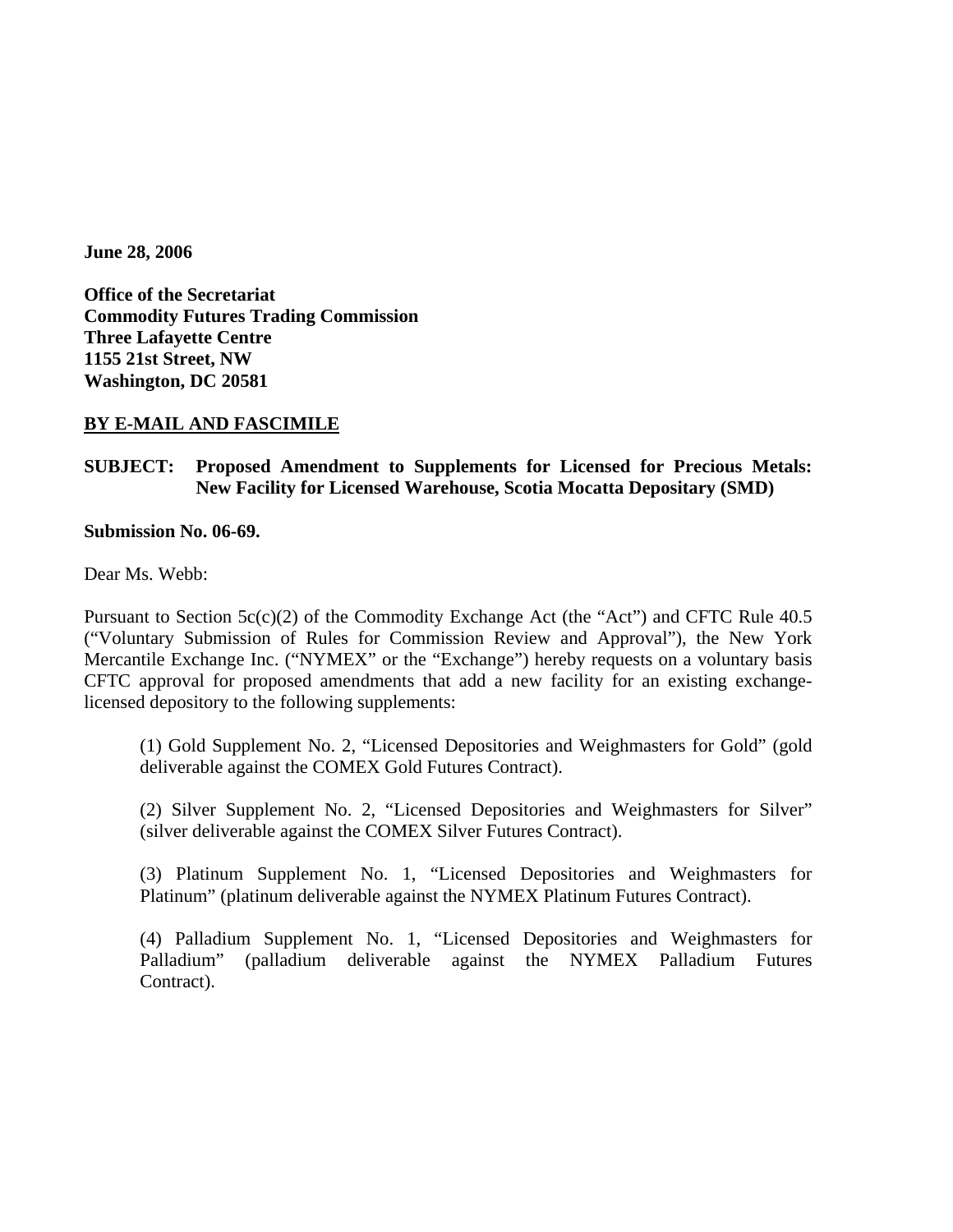**June 28, 2006**

**Office of the Secretariat**
**Commodity Futures Trading Commission**
**Three Lafayette Centre**
**1155 21st Street, NW**
**Washington, DC 20581**

**<u>BY E-MAIL AND FASCIMILE</u>**

**SUBJECT: Proposed Amendment to Supplements for Licensed for Precious Metals: New Facility for Licensed Warehouse, Scotia Mocatta Depositary (SMD)**

**Submission No. 06-69.**

Dear Ms. Webb:

Pursuant to Section 5c(c)(2) of the Commodity Exchange Act (the "Act") and CFTC Rule 40.5 ("Voluntary Submission of Rules for Commission Review and Approval"), the New York Mercantile Exchange Inc. ("NYMEX" or the "Exchange") hereby requests on a voluntary basis CFTC approval for proposed amendments that add a new facility for an existing exchange-licensed depository to the following supplements:

(1) Gold Supplement No. 2, "Licensed Depositories and Weighmasters for Gold" (gold deliverable against the COMEX Gold Futures Contract).

(2) Silver Supplement No. 2, "Licensed Depositories and Weighmasters for Silver" (silver deliverable against the COMEX Silver Futures Contract).

(3) Platinum Supplement No. 1, "Licensed Depositories and Weighmasters for Platinum" (platinum deliverable against the NYMEX Platinum Futures Contract).

(4) Palladium Supplement No. 1, "Licensed Depositories and Weighmasters for Palladium" (palladium deliverable against the NYMEX Palladium Futures Contract).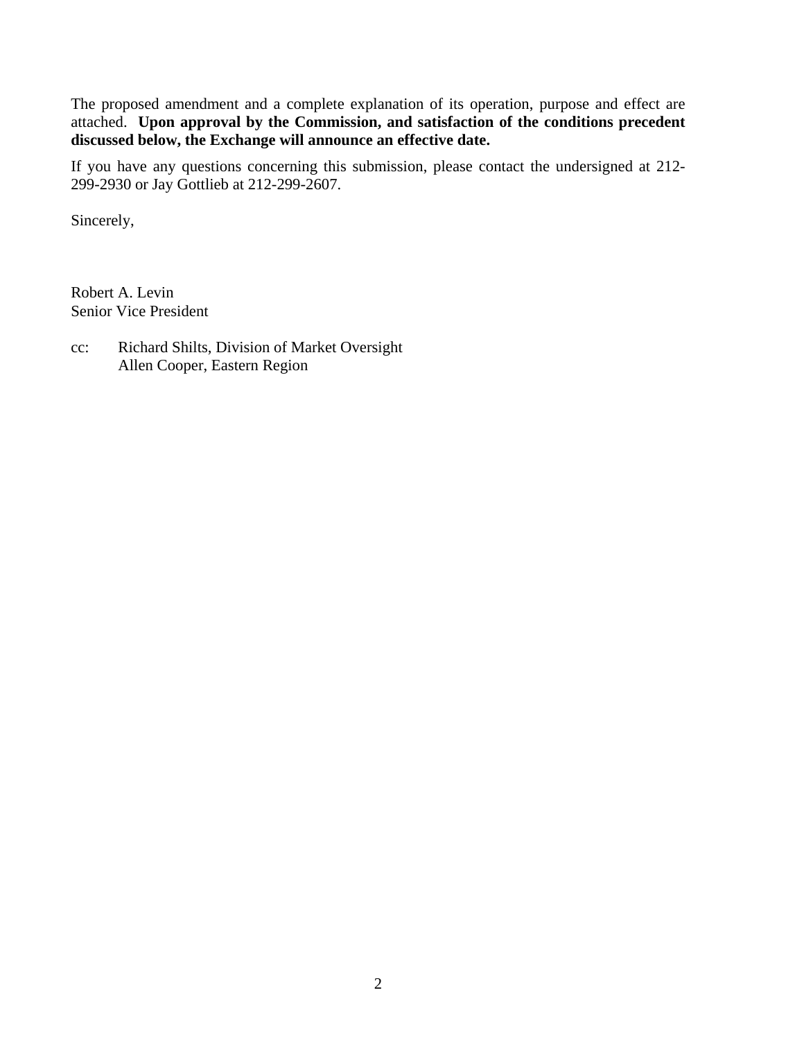The proposed amendment and a complete explanation of its operation, purpose and effect are attached. **Upon approval by the Commission, and satisfaction of the conditions precedent discussed below, the Exchange will announce an effective date.**

If you have any questions concerning this submission, please contact the undersigned at 212-299-2930 or Jay Gottlieb at 212-299-2607.

Sincerely,

Robert A. Levin
Senior Vice President

cc: Richard Shilts, Division of Market Oversight
Allen Cooper, Eastern Region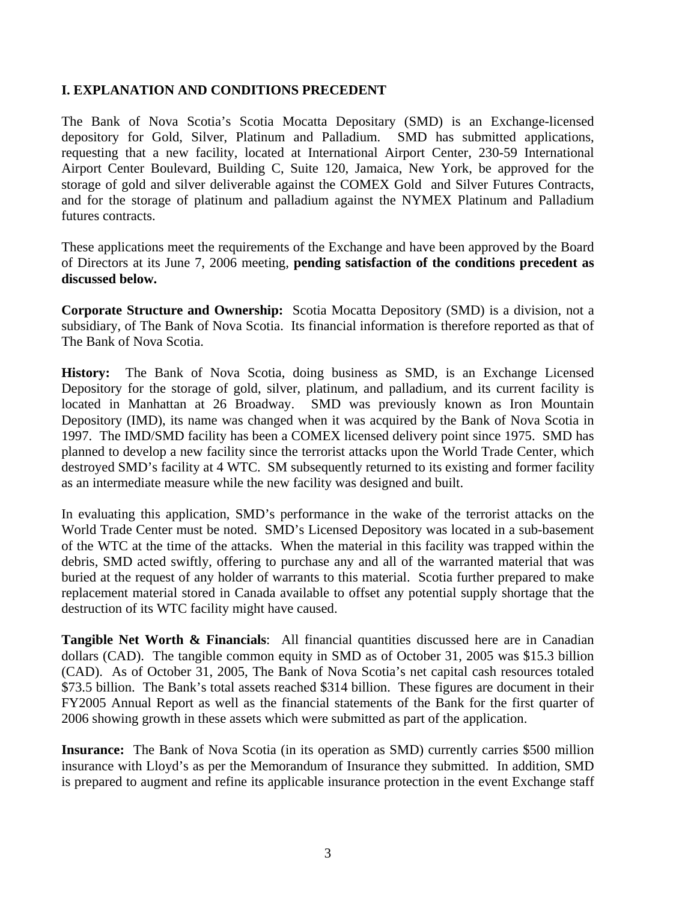## I. EXPLANATION AND CONDITIONS PRECEDENT

The Bank of Nova Scotia's Scotia Mocatta Depositary (SMD) is an Exchange-licensed depository for Gold, Silver, Platinum and Palladium. SMD has submitted applications, requesting that a new facility, located at International Airport Center, 230-59 International Airport Center Boulevard, Building C, Suite 120, Jamaica, New York, be approved for the storage of gold and silver deliverable against the COMEX Gold and Silver Futures Contracts, and for the storage of platinum and palladium against the NYMEX Platinum and Palladium futures contracts.

These applications meet the requirements of the Exchange and have been approved by the Board of Directors at its June 7, 2006 meeting, **pending satisfaction of the conditions precedent as discussed below.**

**Corporate Structure and Ownership:** Scotia Mocatta Depository (SMD) is a division, not a subsidiary, of The Bank of Nova Scotia. Its financial information is therefore reported as that of The Bank of Nova Scotia.

**History:** The Bank of Nova Scotia, doing business as SMD, is an Exchange Licensed Depository for the storage of gold, silver, platinum, and palladium, and its current facility is located in Manhattan at 26 Broadway. SMD was previously known as Iron Mountain Depository (IMD), its name was changed when it was acquired by the Bank of Nova Scotia in 1997. The IMD/SMD facility has been a COMEX licensed delivery point since 1975. SMD has planned to develop a new facility since the terrorist attacks upon the World Trade Center, which destroyed SMD's facility at 4 WTC. SM subsequently returned to its existing and former facility as an intermediate measure while the new facility was designed and built.

In evaluating this application, SMD's performance in the wake of the terrorist attacks on the World Trade Center must be noted. SMD's Licensed Depository was located in a sub-basement of the WTC at the time of the attacks. When the material in this facility was trapped within the debris, SMD acted swiftly, offering to purchase any and all of the warranted material that was buried at the request of any holder of warrants to this material. Scotia further prepared to make replacement material stored in Canada available to offset any potential supply shortage that the destruction of its WTC facility might have caused.

**Tangible Net Worth & Financials**: All financial quantities discussed here are in Canadian dollars (CAD). The tangible common equity in SMD as of October 31, 2005 was $15.3 billion (CAD). As of October 31, 2005, The Bank of Nova Scotia's net capital cash resources totaled $73.5 billion. The Bank's total assets reached $314 billion. These figures are document in their FY2005 Annual Report as well as the financial statements of the Bank for the first quarter of 2006 showing growth in these assets which were submitted as part of the application.

**Insurance:** The Bank of Nova Scotia (in its operation as SMD) currently carries $500 million insurance with Lloyd's as per the Memorandum of Insurance they submitted. In addition, SMD is prepared to augment and refine its applicable insurance protection in the event Exchange staff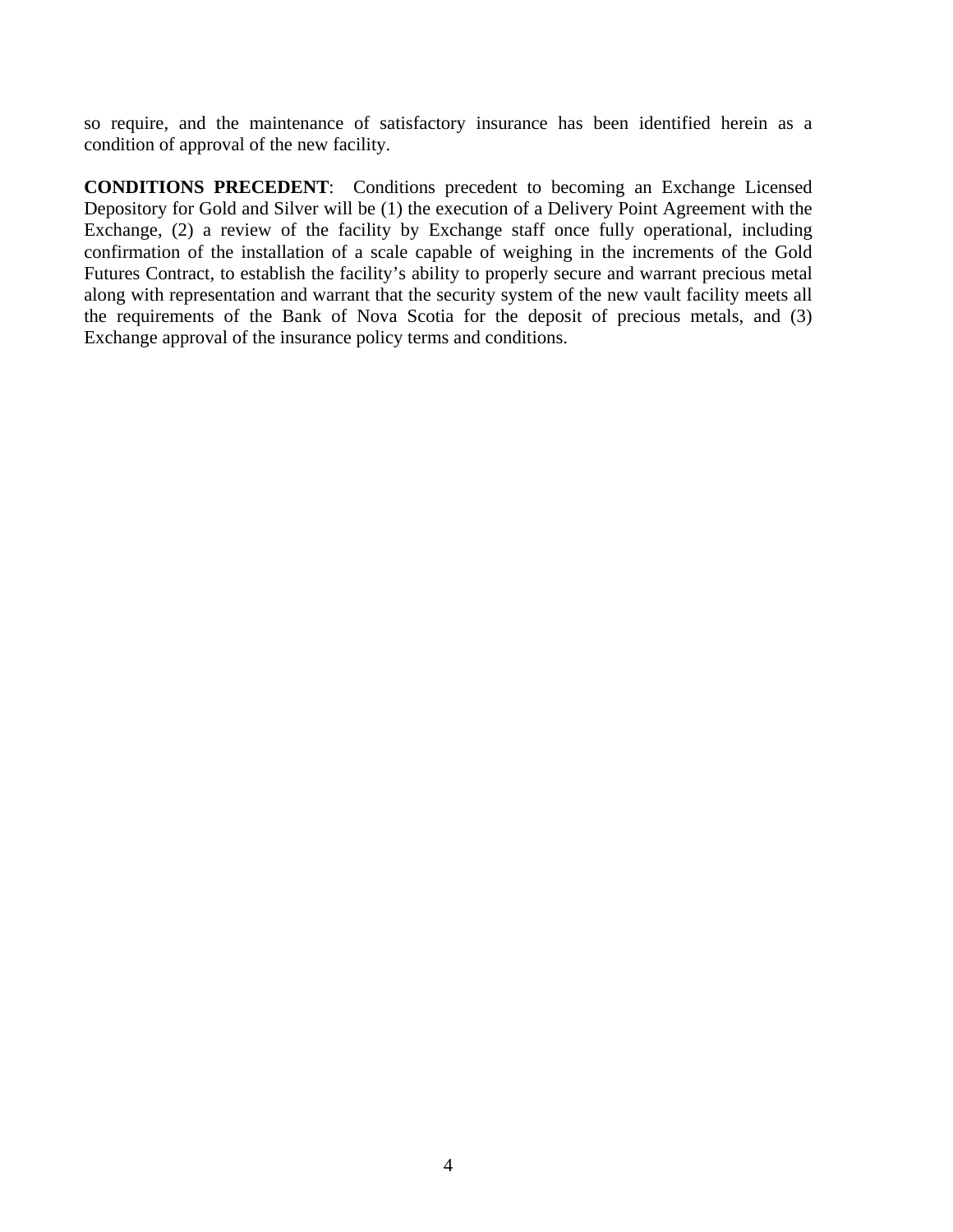so require, and the maintenance of satisfactory insurance has been identified herein as a condition of approval of the new facility.

**CONDITIONS PRECEDENT**: Conditions precedent to becoming an Exchange Licensed Depository for Gold and Silver will be (1) the execution of a Delivery Point Agreement with the Exchange, (2) a review of the facility by Exchange staff once fully operational, including confirmation of the installation of a scale capable of weighing in the increments of the Gold Futures Contract, to establish the facility's ability to properly secure and warrant precious metal along with representation and warrant that the security system of the new vault facility meets all the requirements of the Bank of Nova Scotia for the deposit of precious metals, and (3) Exchange approval of the insurance policy terms and conditions.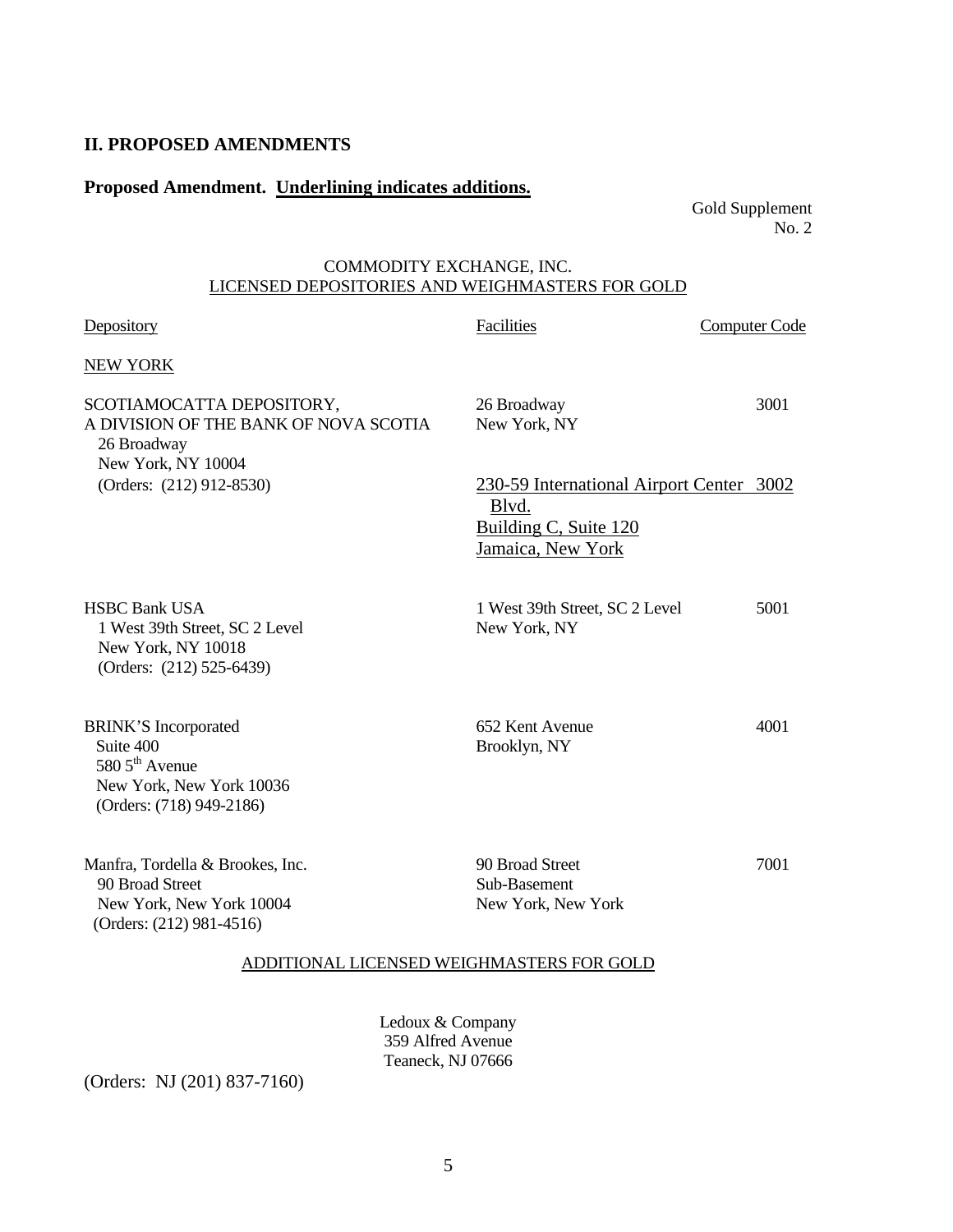## II. PROPOSED AMENDMENTS

**Proposed Amendment. <u>Underlining indicates additions.</u>**

Gold Supplement
No. 2

COMMODITY EXCHANGE, INC.
<u>LICENSED DEPOSITORIES AND WEIGHMASTERS FOR GOLD</u>

| Depository | Facilities | Computer Code |
|---|---|---|
| NEW YORK | | |
| SCOTIAMOCATTA DEPOSITORY, A DIVISION OF THE BANK OF NOVA SCOTIA 26 Broadway New York, NY 10004 (Orders: (212) 912-8530) | 26 Broadway New York, NY | 3001 |
| | <u>230-59 International Airport Center Blvd. Building C, Suite 120 Jamaica, New York</u> | <u>3002</u> |
| HSBC Bank USA 1 West 39th Street, SC 2 Level New York, NY 10018 (Orders: (212) 525-6439) | 1 West 39th Street, SC 2 Level New York, NY | 5001 |
| BRINK'S Incorporated Suite 400 580 5th Avenue New York, New York 10036 (Orders: (718) 949-2186) | 652 Kent Avenue Brooklyn, NY | 4001 |
| Manfra, Tordella & Brookes, Inc. 90 Broad Street New York, New York 10004 (Orders: (212) 981-4516) | 90 Broad Street Sub-Basement New York, New York | 7001 |

<u>ADDITIONAL LICENSED WEIGHMASTERS FOR GOLD</u>

Ledoux & Company
359 Alfred Avenue
Teaneck, NJ 07666
(Orders: NJ (201) 837-7160)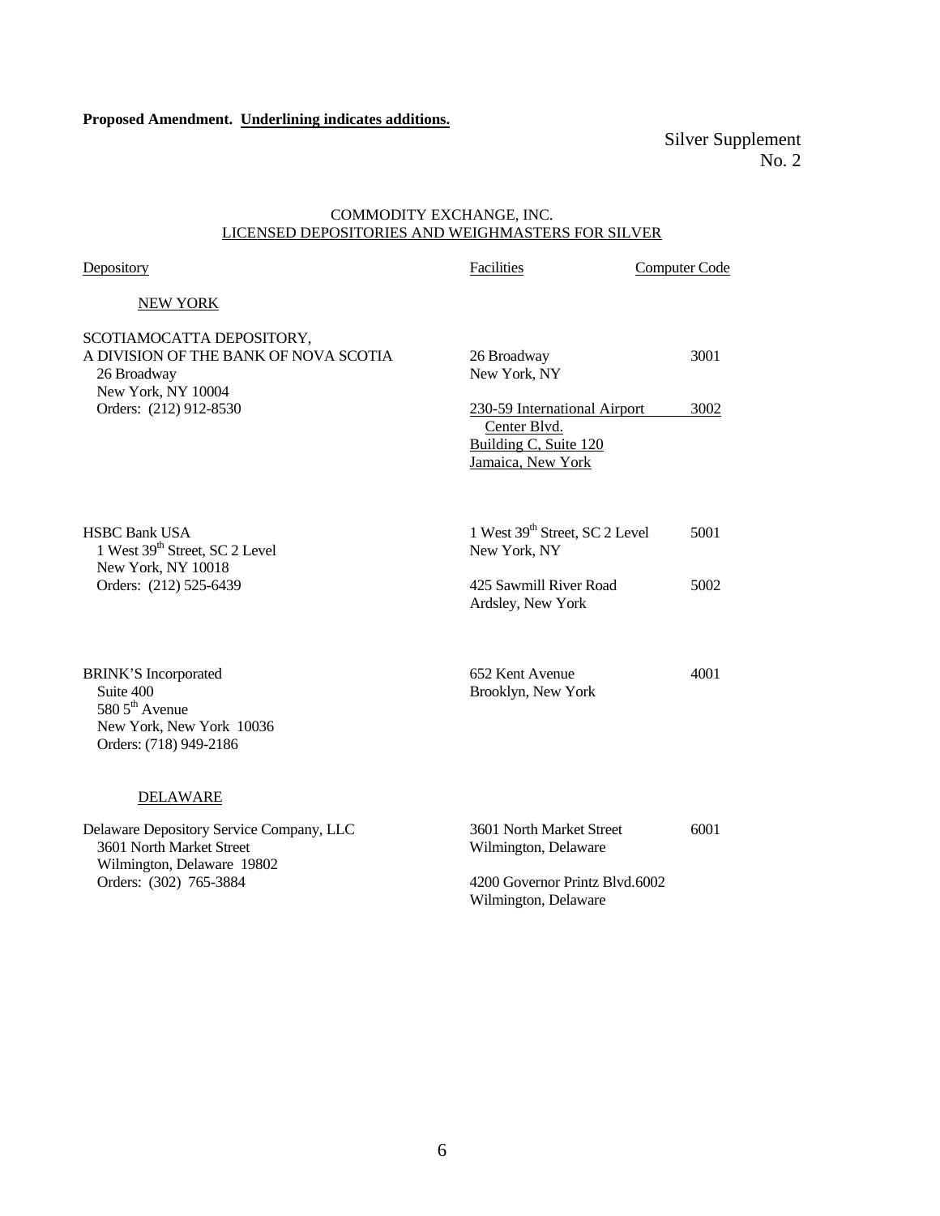**Proposed Amendment. Underlining indicates additions.**

Silver Supplement
No. 2

COMMODITY EXCHANGE, INC.
LICENSED DEPOSITORIES AND WEIGHMASTERS FOR SILVER

| Depository | Facilities | Computer Code |
|---|---|---|
| **NEW YORK** | | |
| SCOTIAMOCATTA DEPOSITORY, A DIVISION OF THE BANK OF NOVA SCOTIA<br>26 Broadway<br>New York, NY 10004<br>Orders: (212) 912-8530 | 26 Broadway<br>New York, NY | 3001 |
| | 230-59 International Airport Center Blvd.<br>Building C, Suite 120<br>Jamaica, New York | 3002 |
| HSBC Bank USA<br>1 West 39th Street, SC 2 Level<br>New York, NY 10018<br>Orders: (212) 525-6439 | 1 West 39th Street, SC 2 Level<br>New York, NY | 5001 |
| | 425 Sawmill River Road<br>Ardsley, New York | 5002 |
| BRINK'S Incorporated<br>Suite 400<br>580 5th Avenue<br>New York, New York 10036<br>Orders: (718) 949-2186 | 652 Kent Avenue<br>Brooklyn, New York | 4001 |
| **DELAWARE** | | |
| Delaware Depository Service Company, LLC<br>3601 North Market Street<br>Wilmington, Delaware 19802<br>Orders: (302) 765-3884 | 3601 North Market Street<br>Wilmington, Delaware | 6001 |
| | 4200 Governor Printz Blvd.<br>Wilmington, Delaware | 6002 |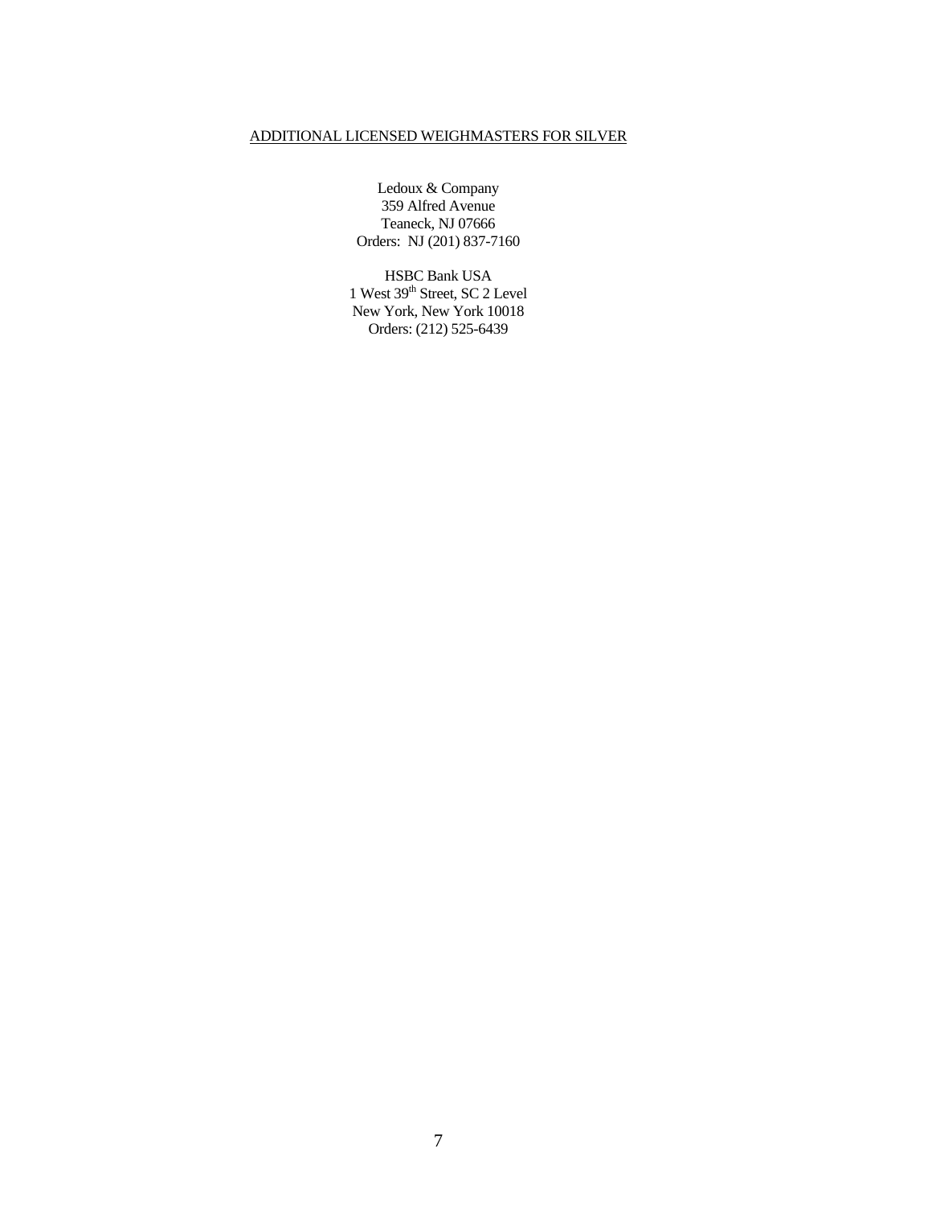<u>ADDITIONAL LICENSED WEIGHMASTERS FOR SILVER</u>

Ledoux & Company
359 Alfred Avenue
Teaneck, NJ 07666
Orders: NJ (201) 837-7160

HSBC Bank USA
1 West 39th Street, SC 2 Level
New York, New York 10018
Orders: (212) 525-6439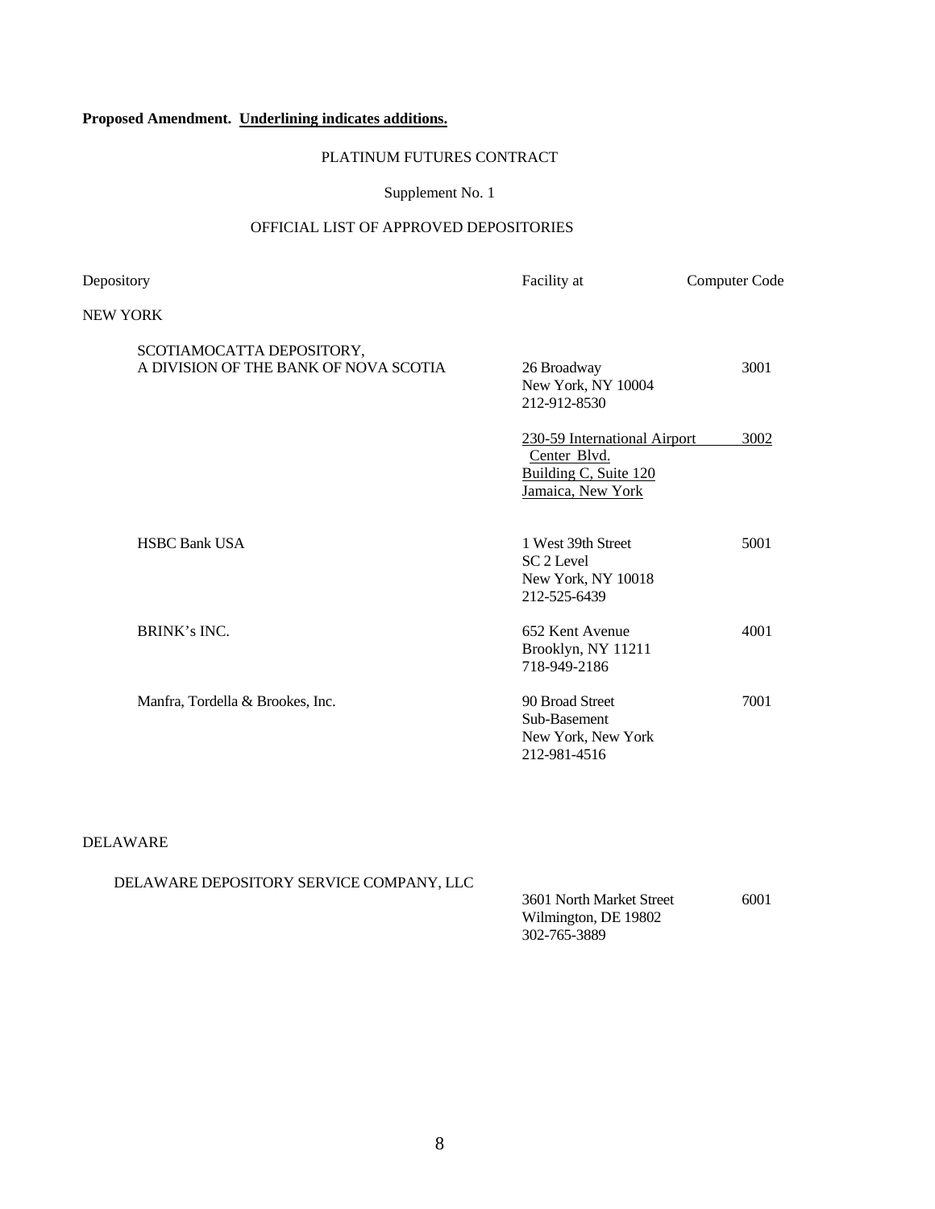**Proposed Amendment. <u>Underlining indicates additions.</u>**

PLATINUM FUTURES CONTRACT

Supplement No. 1

OFFICIAL LIST OF APPROVED DEPOSITORIES

| Depository | Facility at | Computer Code |
|---|---|---|
| NEW YORK | | |
| SCOTIAMOCATTA DEPOSITORY, A DIVISION OF THE BANK OF NOVA SCOTIA | 26 Broadway<br>New York, NY 10004<br>212-912-8530 | 3001 |
| | <u>230-59 International Airport Center Blvd.</u><br><u>Building C, Suite 120</u><br><u>Jamaica, New York</u> | <u>3002</u> |
| HSBC Bank USA | 1 West 39th Street<br>SC 2 Level<br>New York, NY 10018<br>212-525-6439 | 5001 |
| BRINK's INC. | 652 Kent Avenue<br>Brooklyn, NY 11211<br>718-949-2186 | 4001 |
| Manfra, Tordella & Brookes, Inc. | 90 Broad Street<br>Sub-Basement<br>New York, New York<br>212-981-4516 | 7001 |
| DELAWARE | | |
| DELAWARE DEPOSITORY SERVICE COMPANY, LLC | 3601 North Market Street<br>Wilmington, DE 19802<br>302-765-3889 | 6001 |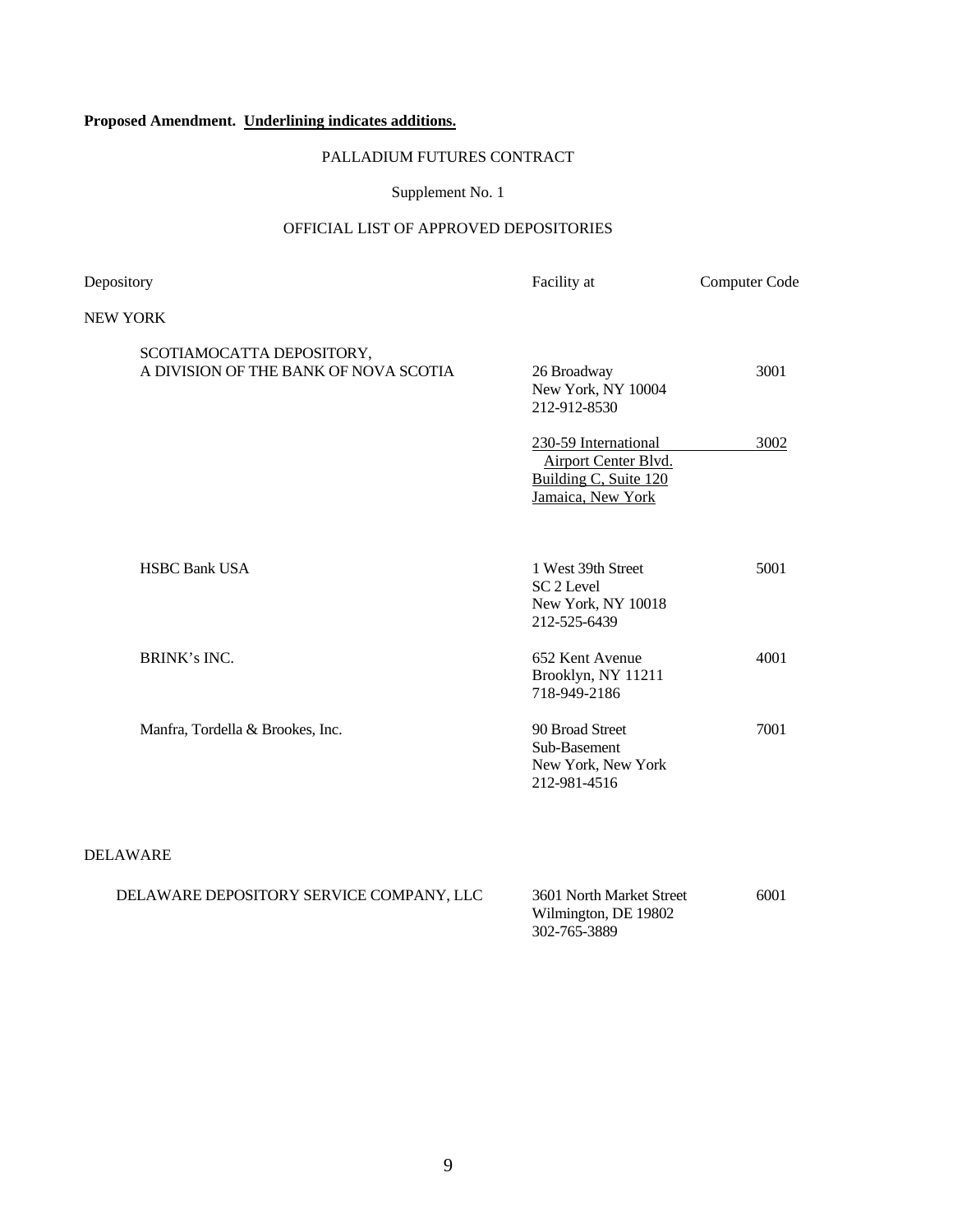**Proposed Amendment. Underlining indicates additions.**

PALLADIUM FUTURES CONTRACT

Supplement No. 1

OFFICIAL LIST OF APPROVED DEPOSITORIES

| Depository | Facility at | Computer Code |
|---|---|---|
| NEW YORK | | |
| SCOTIAMOCATTA DEPOSITORY, A DIVISION OF THE BANK OF NOVA SCOTIA | 26 Broadway<br>New York, NY 10004<br>212-912-8530 | 3001 |
| | <u>230-59 International Airport Center Blvd.<br>Building C, Suite 120<br>Jamaica, New York</u> | <u>3002</u> |
| HSBC Bank USA | 1 West 39th Street<br>SC 2 Level<br>New York, NY 10018<br>212-525-6439 | 5001 |
| BRINK's INC. | 652 Kent Avenue<br>Brooklyn, NY 11211<br>718-949-2186 | 4001 |
| Manfra, Tordella & Brookes, Inc. | 90 Broad Street<br>Sub-Basement<br>New York, New York<br>212-981-4516 | 7001 |
| DELAWARE | | |
| DELAWARE DEPOSITORY SERVICE COMPANY, LLC | 3601 North Market Street<br>Wilmington, DE 19802<br>302-765-3889 | 6001 |